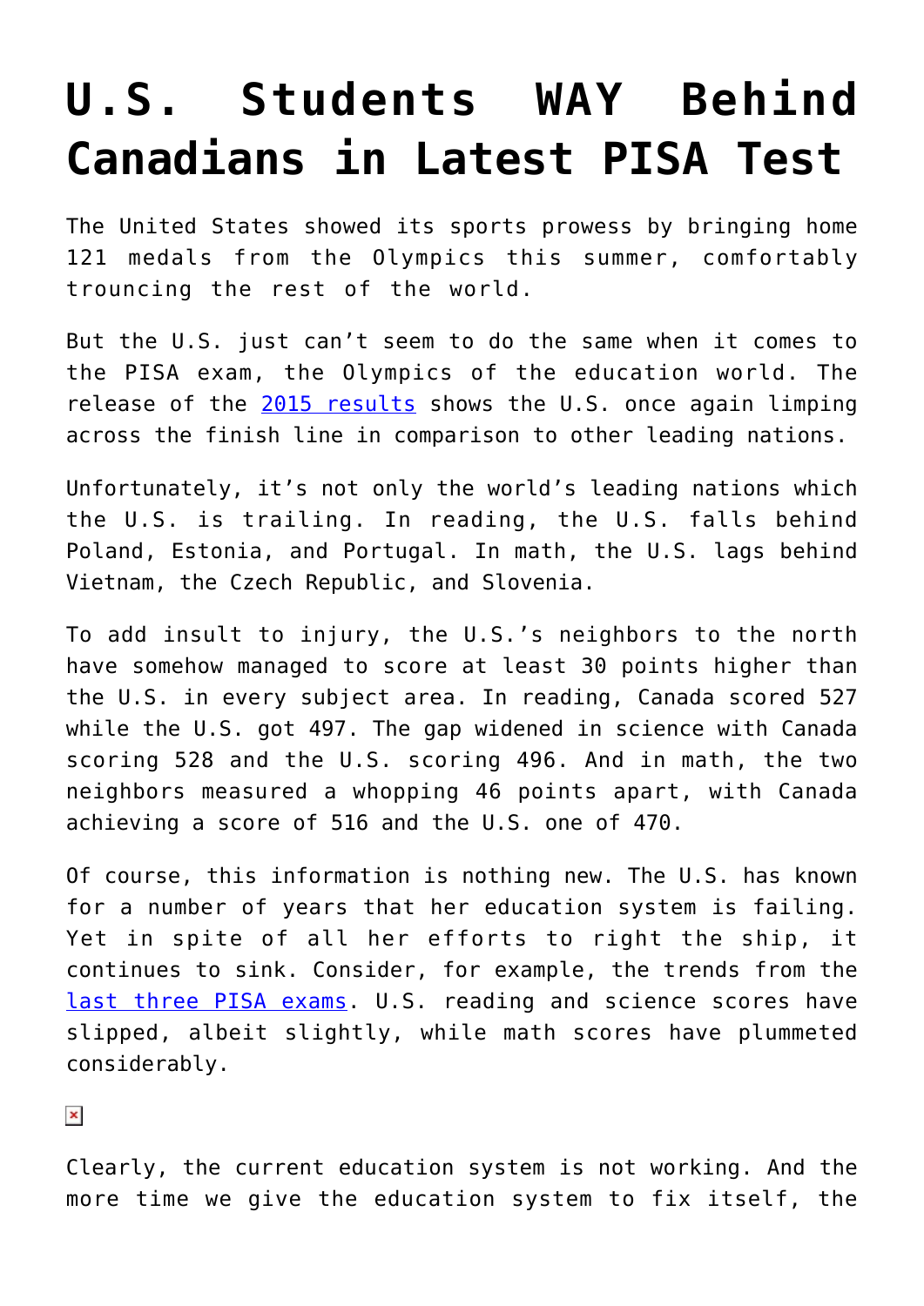# U.S. Students WAY Behind Canadians in Latest PISA Test

The United States showed its sports prowess by bringing home 121 medals from the Olympics this summer, comfortably trouncing the rest of the world.

But the U.S. just can't seem to do the same when it comes to the PISA exam, the Olympics of the education world. The release of the [2015 results](#) shows the U.S. once again limping across the finish line in comparison to other leading nations.

Unfortunately, it's not only the world's leading nations which the U.S. is trailing. In reading, the U.S. falls behind Poland, Estonia, and Portugal. In math, the U.S. lags behind Vietnam, the Czech Republic, and Slovenia.

To add insult to injury, the U.S.'s neighbors to the north have somehow managed to score at least 30 points higher than the U.S. in every subject area. In reading, Canada scored 527 while the U.S. got 497. The gap widened in science with Canada scoring 528 and the U.S. scoring 496. And in math, the two neighbors measured a whopping 46 points apart, with Canada achieving a score of 516 and the U.S. one of 470.

Of course, this information is nothing new. The U.S. has known for a number of years that her education system is failing. Yet in spite of all her efforts to right the ship, it continues to sink. Consider, for example, the trends from the [last three PISA exams](#). U.S. reading and science scores have slipped, albeit slightly, while math scores have plummeted considerably.

Clearly, the current education system is not working. And the more time we give the education system to fix itself, the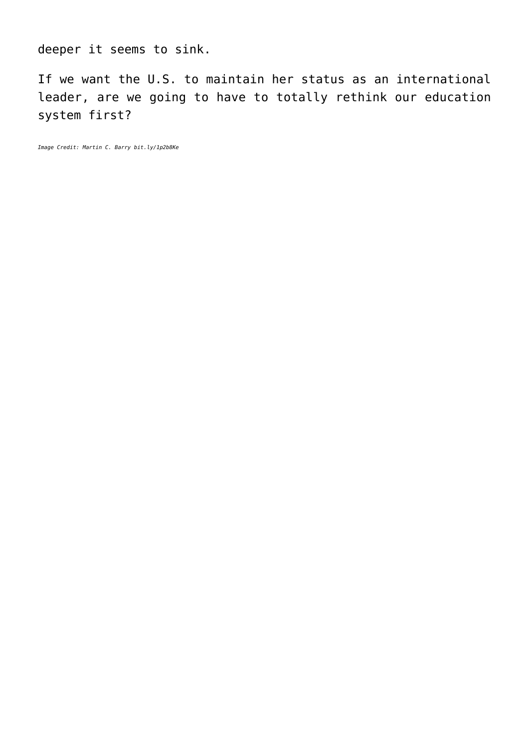deeper it seems to sink.

If we want the U.S. to maintain her status as an international leader, are we going to have to totally rethink our education system first?

*Image Credit: Martin C. Barry bit.ly/1p2b8Ke*